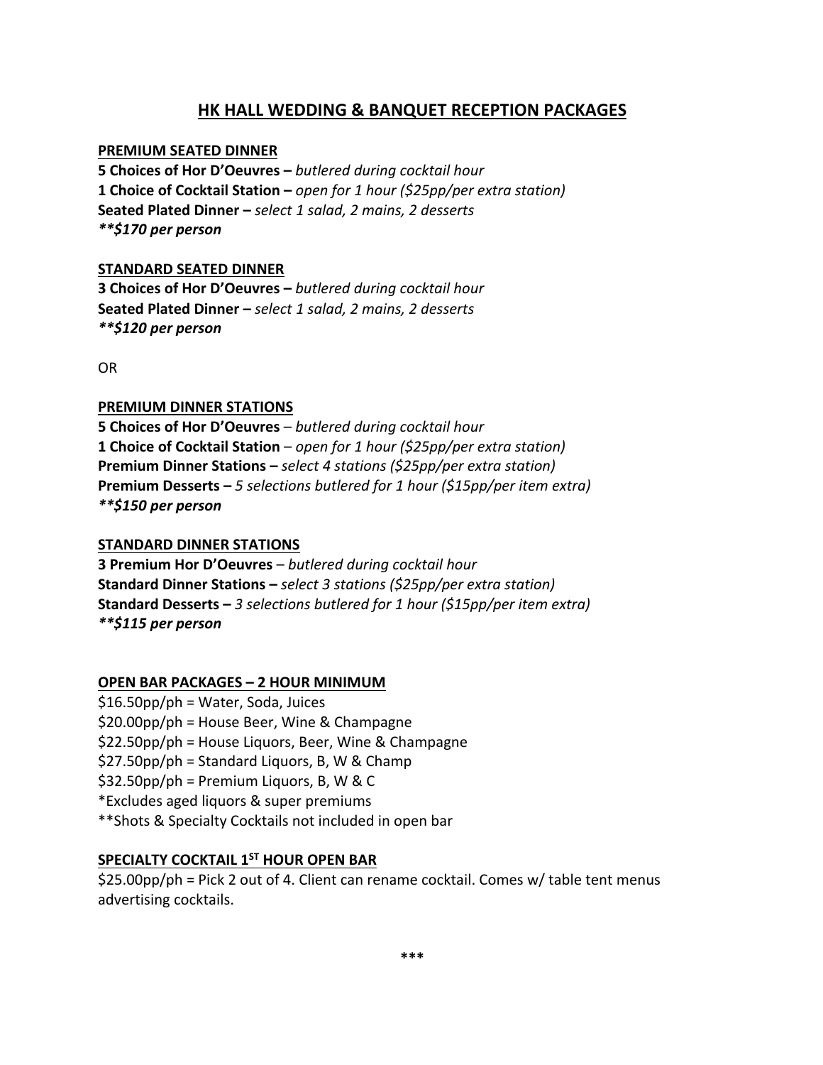# HK HALL WEDDING & BANQUET RECEPTION PACKAGES

## PREMIUM SEATED DINNER

**5 Choices of Hor D'Oeuvres –** *butlered during cocktail hour*
**1 Choice of Cocktail Station –** *open for 1 hour ($25pp/per extra station)*
**Seated Plated Dinner –** *select 1 salad, 2 mains, 2 desserts*
***\*\*$170 per person***

## STANDARD SEATED DINNER

**3 Choices of Hor D'Oeuvres –** *butlered during cocktail hour*
**Seated Plated Dinner –** *select 1 salad, 2 mains, 2 desserts*
***\*\*$120 per person***

OR

## PREMIUM DINNER STATIONS

**5 Choices of Hor D'Oeuvres** – *butlered during cocktail hour*
**1 Choice of Cocktail Station** – *open for 1 hour ($25pp/per extra station)*
**Premium Dinner Stations –** *select 4 stations ($25pp/per extra station)*
**Premium Desserts –** *5 selections butlered for 1 hour ($15pp/per item extra)*
***\*\*$150 per person***

## STANDARD DINNER STATIONS

**3 Premium Hor D'Oeuvres** – *butlered during cocktail hour*
**Standard Dinner Stations –** *select 3 stations ($25pp/per extra station)*
**Standard Desserts –** *3 selections butlered for 1 hour ($15pp/per item extra)*
***\*\*$115 per person***

## OPEN BAR PACKAGES – 2 HOUR MINIMUM

$16.50pp/ph = Water, Soda, Juices
$20.00pp/ph = House Beer, Wine & Champagne
$22.50pp/ph = House Liquors, Beer, Wine & Champagne
$27.50pp/ph = Standard Liquors, B, W & Champ
$32.50pp/ph = Premium Liquors, B, W & C
*Excludes aged liquors & super premiums
**Shots & Specialty Cocktails not included in open bar

## SPECIALTY COCKTAIL 1ST HOUR OPEN BAR

$25.00pp/ph = Pick 2 out of 4. Client can rename cocktail. Comes w/ table tent menus advertising cocktails.

***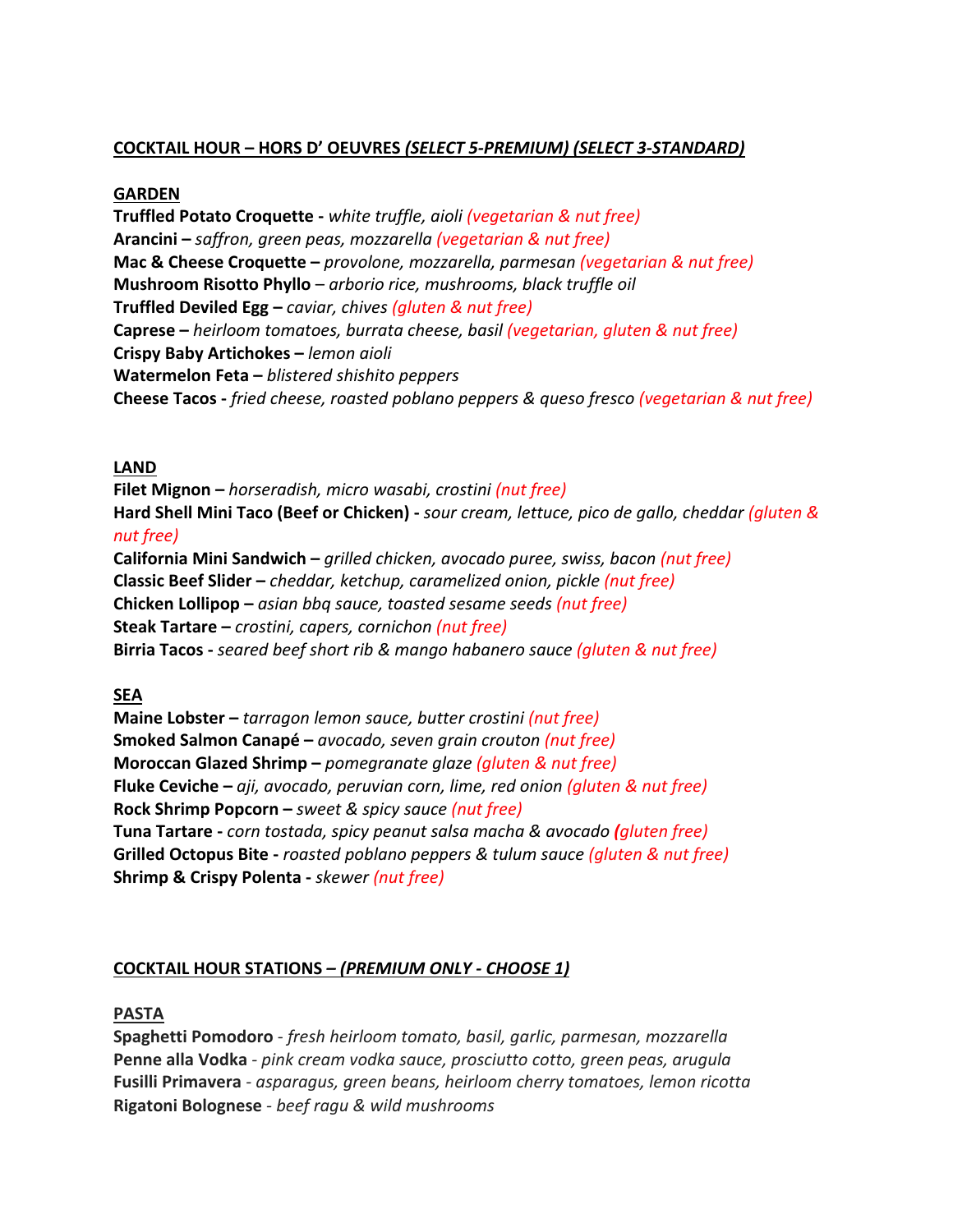## COCKTAIL HOUR – HORS D' OEUVRES *(SELECT 5-PREMIUM) (SELECT 3-STANDARD)*

### GARDEN

**Truffled Potato Croquette -** *white truffle, aioli (vegetarian & nut free)*
**Arancini –** *saffron, green peas, mozzarella (vegetarian & nut free)*
**Mac & Cheese Croquette –** *provolone, mozzarella, parmesan (vegetarian & nut free)*
**Mushroom Risotto Phyllo** *– arborio rice, mushrooms, black truffle oil*
**Truffled Deviled Egg –** *caviar, chives (gluten & nut free)*
**Caprese –** *heirloom tomatoes, burrata cheese, basil (vegetarian, gluten & nut free)*
**Crispy Baby Artichokes –** *lemon aioli*
**Watermelon Feta –** *blistered shishito peppers*
**Cheese Tacos -** *fried cheese, roasted poblano peppers & queso fresco (vegetarian & nut free)*

### LAND

**Filet Mignon –** *horseradish, micro wasabi, crostini (nut free)*
**Hard Shell Mini Taco (Beef or Chicken) -** *sour cream, lettuce, pico de gallo, cheddar (gluten & nut free)*
**California Mini Sandwich –** *grilled chicken, avocado puree, swiss, bacon (nut free)*
**Classic Beef Slider –** *cheddar, ketchup, caramelized onion, pickle (nut free)*
**Chicken Lollipop –** *asian bbq sauce, toasted sesame seeds (nut free)*
**Steak Tartare –** *crostini, capers, cornichon (nut free)*
**Birria Tacos -** *seared beef short rib & mango habanero sauce (gluten & nut free)*

### SEA

**Maine Lobster –** *tarragon lemon sauce, butter crostini (nut free)*
**Smoked Salmon Canapé –** *avocado, seven grain crouton (nut free)*
**Moroccan Glazed Shrimp –** *pomegranate glaze (gluten & nut free)*
**Fluke Ceviche –** *aji, avocado, peruvian corn, lime, red onion (gluten & nut free)*
**Rock Shrimp Popcorn –** *sweet & spicy sauce (nut free)*
**Tuna Tartare -** *corn tostada, spicy peanut salsa macha & avocado (gluten free)*
**Grilled Octopus Bite -** *roasted poblano peppers & tulum sauce (gluten & nut free)*
**Shrimp & Crispy Polenta -** *skewer (nut free)*

## COCKTAIL HOUR STATIONS – *(PREMIUM ONLY - CHOOSE 1)*

### PASTA

**Spaghetti Pomodoro** *- fresh heirloom tomato, basil, garlic, parmesan, mozzarella*
**Penne alla Vodka** *- pink cream vodka sauce, prosciutto cotto, green peas, arugula*
**Fusilli Primavera** *- asparagus, green beans, heirloom cherry tomatoes, lemon ricotta*
**Rigatoni Bolognese** *- beef ragu & wild mushrooms*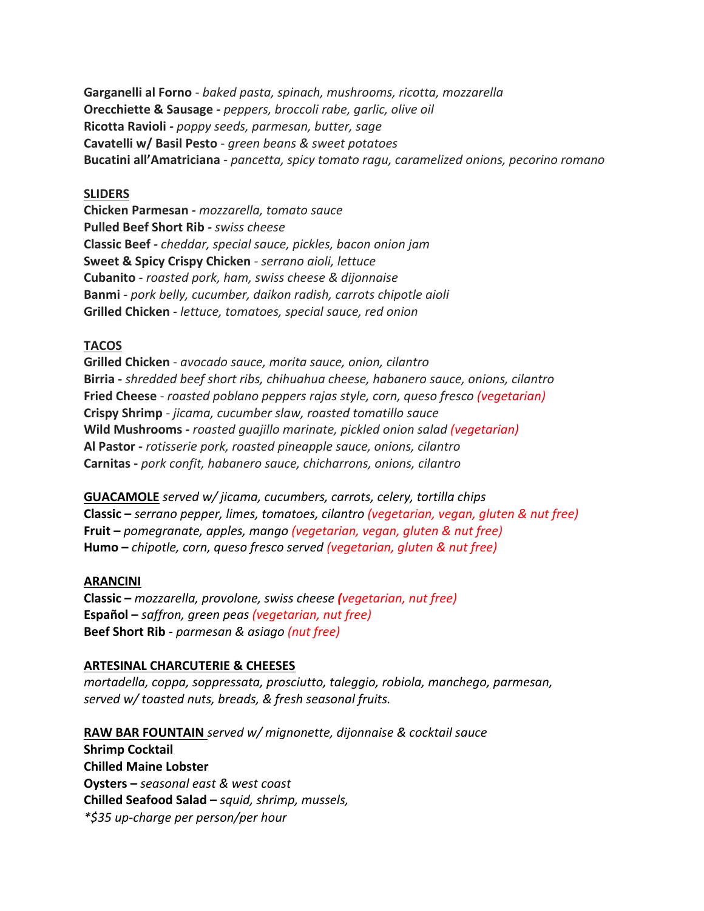**Garganelli al Forno** - *baked pasta, spinach, mushrooms, ricotta, mozzarella*
**Orecchiette & Sausage -** *peppers, broccoli rabe, garlic, olive oil*
**Ricotta Ravioli -** *poppy seeds, parmesan, butter, sage*
**Cavatelli w/ Basil Pesto** - *green beans & sweet potatoes*
**Bucatini all'Amatriciana** - *pancetta, spicy tomato ragu, caramelized onions, pecorino romano*

**SLIDERS**
**Chicken Parmesan -** *mozzarella, tomato sauce*
**Pulled Beef Short Rib -** *swiss cheese*
**Classic Beef -** *cheddar, special sauce, pickles, bacon onion jam*
**Sweet & Spicy Crispy Chicken** - *serrano aioli, lettuce*
**Cubanito** - *roasted pork, ham, swiss cheese & dijonnaise*
**Banmi** - *pork belly, cucumber, daikon radish, carrots chipotle aioli*
**Grilled Chicken** - *lettuce, tomatoes, special sauce, red onion*

**TACOS**
**Grilled Chicken** - *avocado sauce, morita sauce, onion, cilantro*
**Birria -** *shredded beef short ribs, chihuahua cheese, habanero sauce, onions, cilantro*
**Fried Cheese** - *roasted poblano peppers rajas style, corn, queso fresco (vegetarian)*
**Crispy Shrimp** - *jicama, cucumber slaw, roasted tomatillo sauce*
**Wild Mushrooms -** *roasted guajillo marinate, pickled onion salad (vegetarian)*
**Al Pastor -** *rotisserie pork, roasted pineapple sauce, onions, cilantro*
**Carnitas -** *pork confit, habanero sauce, chicharrons, onions, cilantro*

**GUACAMOLE** *served w/ jicama, cucumbers, carrots, celery, tortilla chips*
**Classic –** *serrano pepper, limes, tomatoes, cilantro (vegetarian, vegan, gluten & nut free)*
**Fruit –** *pomegranate, apples, mango (vegetarian, vegan, gluten & nut free)*
**Humo –** *chipotle, corn, queso fresco served (vegetarian, gluten & nut free)*

**ARANCINI**
**Classic –** *mozzarella, provolone, swiss cheese (vegetarian, nut free)*
**Español –** *saffron, green peas (vegetarian, nut free)*
**Beef Short Rib** - *parmesan & asiago (nut free)*

**ARTESINAL CHARCUTERIE & CHEESES**
*mortadella, coppa, soppressata, prosciutto, taleggio, robiola, manchego, parmesan, served w/ toasted nuts, breads, & fresh seasonal fruits.*

**RAW BAR FOUNTAIN** *served w/ mignonette, dijonnaise & cocktail sauce*
**Shrimp Cocktail**
**Chilled Maine Lobster**
**Oysters –** *seasonal east & west coast*
**Chilled Seafood Salad –** *squid, shrimp, mussels,*
**$35 up-charge per person/per hour*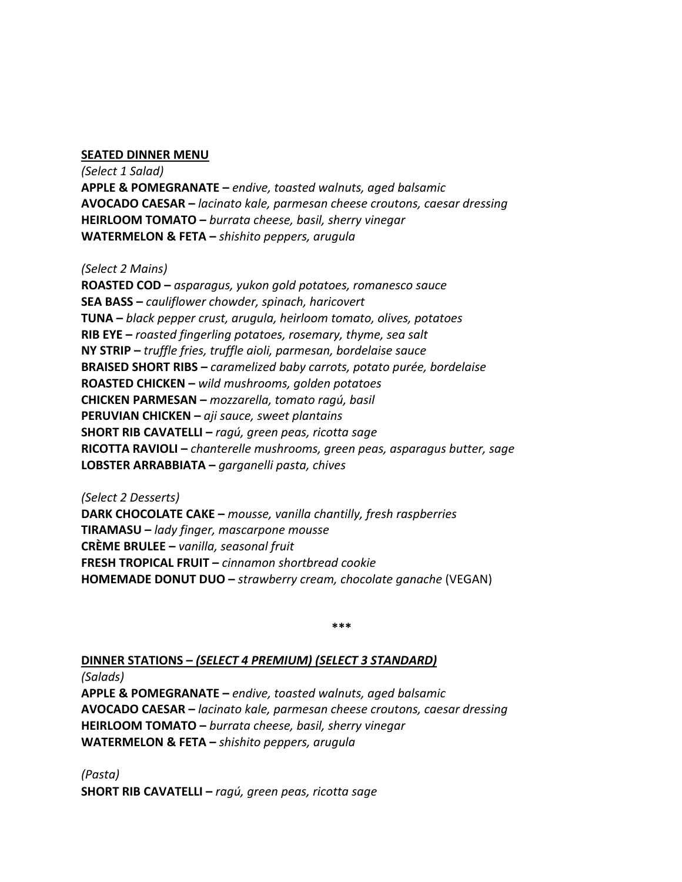**SEATED DINNER MENU**

*(Select 1 Salad)*

**APPLE & POMEGRANATE –** *endive, toasted walnuts, aged balsamic*
**AVOCADO CAESAR –** *lacinato kale, parmesan cheese croutons, caesar dressing*
**HEIRLOOM TOMATO –** *burrata cheese, basil, sherry vinegar*
**WATERMELON & FETA –** *shishito peppers, arugula*

*(Select 2 Mains)*

**ROASTED COD –** *asparagus, yukon gold potatoes, romanesco sauce*
**SEA BASS –** *cauliflower chowder, spinach, haricovert*
**TUNA –** *black pepper crust, arugula, heirloom tomato, olives, potatoes*
**RIB EYE –** *roasted fingerling potatoes, rosemary, thyme, sea salt*
**NY STRIP –** *truffle fries, truffle aioli, parmesan, bordelaise sauce*
**BRAISED SHORT RIBS –** *caramelized baby carrots, potato purée, bordelaise*
**ROASTED CHICKEN –** *wild mushrooms, golden potatoes*
**CHICKEN PARMESAN –** *mozzarella, tomato ragú, basil*
**PERUVIAN CHICKEN –** *aji sauce, sweet plantains*
**SHORT RIB CAVATELLI –** *ragú, green peas, ricotta sage*
**RICOTTA RAVIOLI –** *chanterelle mushrooms, green peas, asparagus butter, sage*
**LOBSTER ARRABBIATA –** *garganelli pasta, chives*

*(Select 2 Desserts)*

**DARK CHOCOLATE CAKE –** *mousse, vanilla chantilly, fresh raspberries*
**TIRAMASU –** *lady finger, mascarpone mousse*
**CRÈME BRULEE –** *vanilla, seasonal fruit*
**FRESH TROPICAL FRUIT –** *cinnamon shortbread cookie*
**HOMEMADE DONUT DUO –** *strawberry cream, chocolate ganache* (VEGAN)

***

**DINNER STATIONS – *(SELECT 4 PREMIUM) (SELECT 3 STANDARD)***

*(Salads)*

**APPLE & POMEGRANATE –** *endive, toasted walnuts, aged balsamic*
**AVOCADO CAESAR –** *lacinato kale, parmesan cheese croutons, caesar dressing*
**HEIRLOOM TOMATO –** *burrata cheese, basil, sherry vinegar*
**WATERMELON & FETA –** *shishito peppers, arugula*

*(Pasta)*

**SHORT RIB CAVATELLI –** *ragú, green peas, ricotta sage*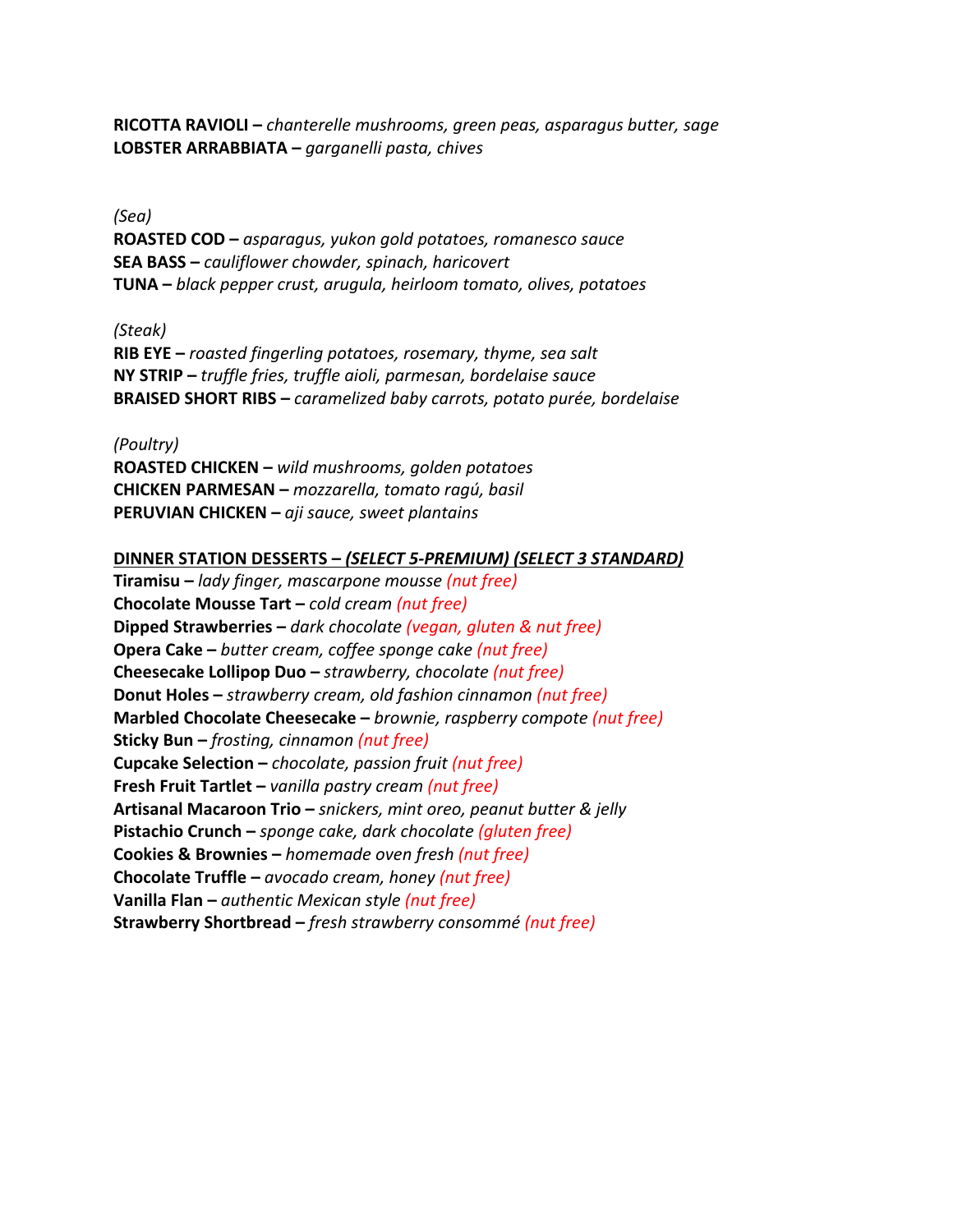**RICOTTA RAVIOLI –** *chanterelle mushrooms, green peas, asparagus butter, sage*
**LOBSTER ARRABBIATA –** *garganelli pasta, chives*

*(Sea)*
**ROASTED COD –** *asparagus, yukon gold potatoes, romanesco sauce*
**SEA BASS –** *cauliflower chowder, spinach, haricovert*
**TUNA –** *black pepper crust, arugula, heirloom tomato, olives, potatoes*

*(Steak)*
**RIB EYE –** *roasted fingerling potatoes, rosemary, thyme, sea salt*
**NY STRIP –** *truffle fries, truffle aioli, parmesan, bordelaise sauce*
**BRAISED SHORT RIBS –** *caramelized baby carrots, potato purée, bordelaise*

*(Poultry)*
**ROASTED CHICKEN –** *wild mushrooms, golden potatoes*
**CHICKEN PARMESAN –** *mozzarella, tomato ragú, basil*
**PERUVIAN CHICKEN –** *aji sauce, sweet plantains*

**DINNER STATION DESSERTS – *(SELECT 5-PREMIUM) (SELECT 3 STANDARD)***

**Tiramisu –** *lady finger, mascarpone mousse (nut free)*
**Chocolate Mousse Tart –** *cold cream (nut free)*
**Dipped Strawberries –** *dark chocolate (vegan, gluten & nut free)*
**Opera Cake –** *butter cream, coffee sponge cake (nut free)*
**Cheesecake Lollipop Duo –** *strawberry, chocolate (nut free)*
**Donut Holes –** *strawberry cream, old fashion cinnamon (nut free)*
**Marbled Chocolate Cheesecake –** *brownie, raspberry compote (nut free)*
**Sticky Bun –** *frosting, cinnamon (nut free)*
**Cupcake Selection –** *chocolate, passion fruit (nut free)*
**Fresh Fruit Tartlet –** *vanilla pastry cream (nut free)*
**Artisanal Macaroon Trio –** *snickers, mint oreo, peanut butter & jelly*
**Pistachio Crunch –** *sponge cake, dark chocolate (gluten free)*
**Cookies & Brownies –** *homemade oven fresh (nut free)*
**Chocolate Truffle –** *avocado cream, honey (nut free)*
**Vanilla Flan –** *authentic Mexican style (nut free)*
**Strawberry Shortbread –** *fresh strawberry consommé (nut free)*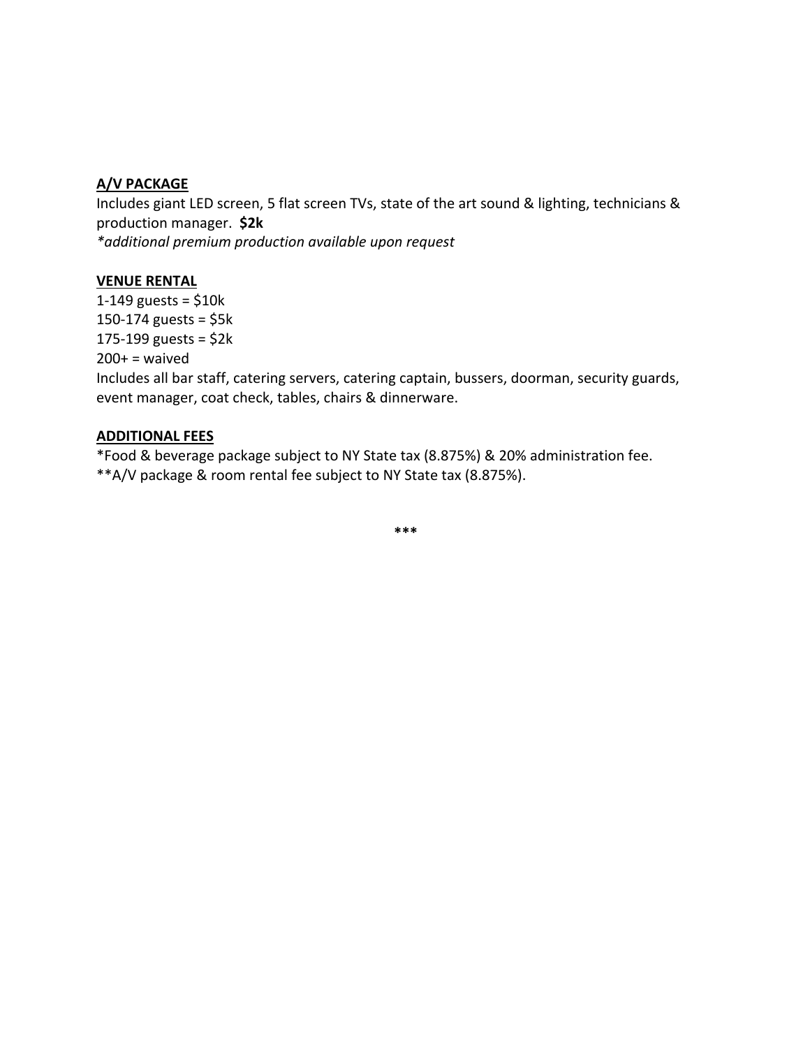**A/V PACKAGE**

Includes giant LED screen, 5 flat screen TVs, state of the art sound & lighting, technicians & production manager. **$2k**

*additional premium production available upon request*

**VENUE RENTAL**

1-149 guests = $10k
150-174 guests = $5k
175-199 guests = $2k
200+ = waived
Includes all bar staff, catering servers, catering captain, bussers, doorman, security guards, event manager, coat check, tables, chairs & dinnerware.

**ADDITIONAL FEES**

*Food & beverage package subject to NY State tax (8.875%) & 20% administration fee.
**A/V package & room rental fee subject to NY State tax (8.875%).

***